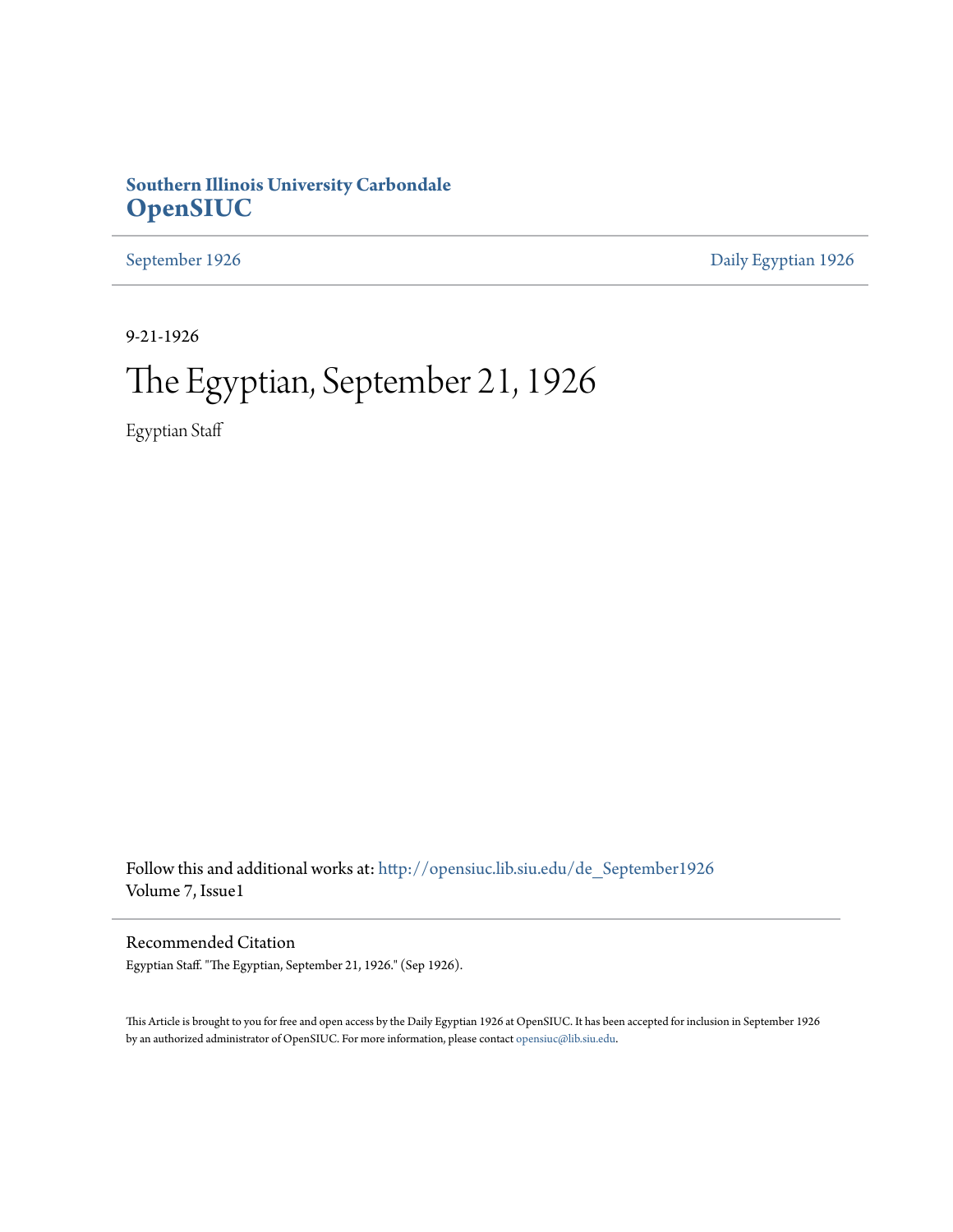**Southern Illinois University Carbondale**
## OpenSIUC

September 1926 | Daily Egyptian 1926

9-21-1926

# The Egyptian, September 21, 1926

Egyptian Staff

Follow this and additional works at: http://opensiuc.lib.siu.edu/de_September1926
Volume 7, Issue1

### Recommended Citation

Egyptian Staff. "The Egyptian, September 21, 1926." (Sep 1926).

This Article is brought to you for free and open access by the Daily Egyptian 1926 at OpenSIUC. It has been accepted for inclusion in September 1926 by an authorized administrator of OpenSIUC. For more information, please contact opensiuc@lib.siu.edu.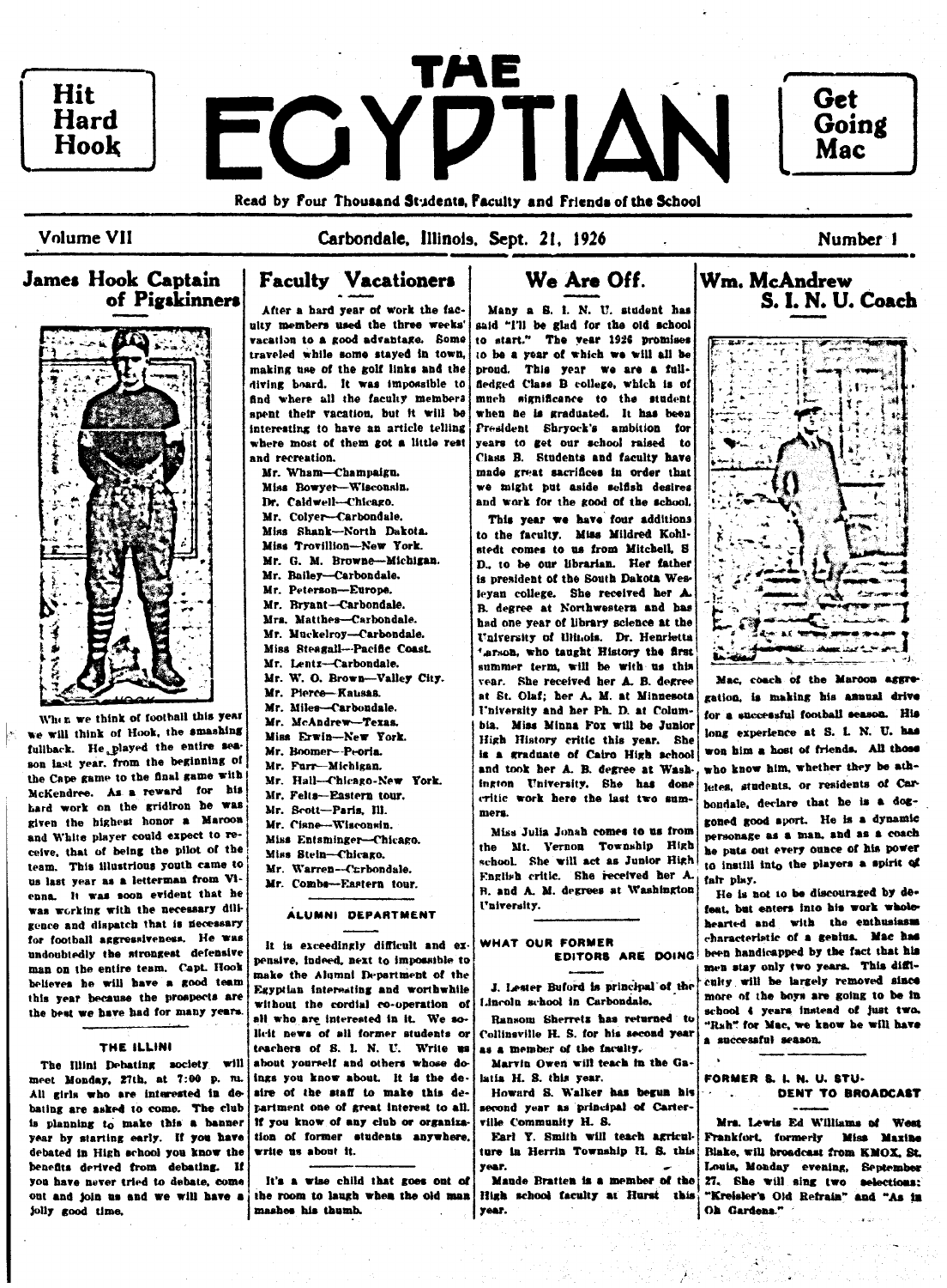Hit Hard Hook

# THE EGYPTIAN

Get Going Mac

Read by Four Thousand Students, Faculty and Friends of the School

Volume VII | Carbondale, Illinois, Sept. 21, 1926 | Number 1

## James Hook Captain of Pigskinners

When we think of football this year we will think of Hook, the smashing fullback. He played the entire season last year, from the beginning of the Cape game to the final game with McKendree. As a reward for his hard work on the gridiron he was given the highest honor a Maroon and White player could expect to receive, that of being the pilot of the team. This illustrious youth came to us last year as a letterman from Vienna. It was soon evident that he was working with the necessary diligence and dispatch that is necessary for football aggressiveness. He was undoubtedly the strongest defensive man on the entire team. Capt. Hook believes he will have a good team this year because the prospects are the best we have had for many years.

### THE ILLINI

The Illini Debating society will meet Monday, 27th, at 7:00 p. m. All girls who are interested in debating are asked to come. The club is planning to make this a banner year by starting early. If you have debated in High school you know the benefits derived from debating. If you have never tried to debate, come out and join us and we will have a jolly good time.

## Faculty Vacationers

After a hard year of work the faculty members used the three weeks' vacation to a good advantage. Some traveled while some stayed in town, making use of the golf links and the diving board. It was impossible to find where all the faculty members spent their vacation, but it will be interesting to have an article telling where most of them got a little rest and recreation.

Mr. Wham—Champaign.
Miss Bowyer—Wisconsin.
Dr. Caldwell—Chicago.
Mr. Colyer—Carbondale.
Miss Shank—North Dakota.
Miss Trovillion—New York.
Mr. G. M. Browne—Michigan.
Mr. Bailey—Carbondale.
Mr. Peterson—Europe.
Mr. Bryant—Carbondale.
Mrs. Matthes—Carbondale.
Mr. Muckelroy—Carbondale.
Miss Steagall—Pacific Coast.
Mr. Lentz—Carbondale.
Mr. W. O. Brown—Valley City.
Mr. Pierce—Kansas.
Mr. Miles—Carbondale.
Mr. McAndrew—Texas.
Miss Erwin—New York.
Mr. Boomer—Peoria.
Mr. Furr—Michigan.
Mr. Hall—Chicago-New York.
Mr. Felts—Eastern tour.
Mr. Scott—Paris, Ill.
Mr. Cisne—Wisconsin.
Miss Entsminger—Chicago.
Miss Stein—Chicago.
Mr. Warren—Carbondale.
Mr. Combs—Eastern tour.

### ALUMNI DEPARTMENT

It is exceedingly difficult and expensive, indeed, next to impossible to make the Alumni Department of the Egyptian interesting and worthwhile without the cordial co-operation of all who are interested in it. We solicit news of all former students or teachers of S. I. N. U. Write us about yourself and others whose doings you know about. It is the desire of the staff to make this department one of great interest to all. If you know of any club or organization of former students anywhere, write us about it.

It's a wise child that goes out of the room to laugh when the old man mashes his thumb.

## We Are Off.

Many a S. I. N. U. student has said "I'll be glad for the old school to start." The year 1926 promises to be a year of which we will all be proud. This year we are a full-fledged Class B college, which is of much significance to the student when he is graduated. It has been President Shryock's ambition for years to get our school raised to Class B. Students and faculty have made great sacrifices in order that we might put aside selfish desires and work for the good of the school.

This year we have four additions to the faculty. Miss Mildred Kohlstedt comes to us from Mitchell, S. D., to be our librarian. Her father is president of the South Dakota Wesleyan college. She received her A. B. degree at Northwestern and has had one year of library science at the University of Illinois. Dr. Henrietta Larson, who taught History the first summer term, will be with us this year. She received her A. B. degree at St. Olaf; her A. M. at Minnesota University and her Ph. D. at Columbia. Miss Minna Fox will be Junior High History critic this year. She is a graduate of Cairo High school and took her A. B. degree at Washington University. She has done critic work here the last two summers.

Miss Julia Jonah comes to us from the Mt. Vernon Township High school. She will act as Junior High English critic. She received her A. B. and A. M. degrees at Washington University.

### WHAT OUR FORMER EDITORS ARE DOING

J. Lester Buford is principal of the Lincoln school in Carbondale.

Ransom Sherretz has returned to Collinsville H. S. for his second year as a member of the faculty.

Marvin Owen will teach in the Galatia H. S. this year.

Howard S. Walker has begun his second year as principal of Carterville Community H. S.

Earl Y. Smith will teach agriculture in Herrin Township H. S. this year.

Maude Bratten is a member of the High school faculty at Hurst this year.

## Wm. McAndrew S. I. N. U. Coach

Mac, coach of the Maroon aggregation, is making his annual drive for a successful football season. His long experience at S. I. N. U. has won him a host of friends. All those who know him, whether they be athletes, students, or residents of Carbondale, declare that he is a dog-goned good sport. He is a dynamic personage as a man, and as a coach he puts out every ounce of his power to instill into the players a spirit of fair play.

He is not to be discouraged by defeat, but enters into his work wholehearted and with the enthusiasm characteristic of a genius. Mac has been handicapped by the fact that his men stay only two years. This difficulty will be largely removed since more of the boys are going to be in school 4 years instead of just two. "Rah" for Mac, we know he will have a successful season.

### FORMER S. I. N. U. STUDENT TO BROADCAST

Mrs. Lewis Ed Williams of West Frankfort, formerly Miss Maxine Blake, will broadcast from KMOX, St. Louis, Monday evening, September 27. She will sing two selections: "Kreisler's Old Refrain" and "As in Oh Gardens."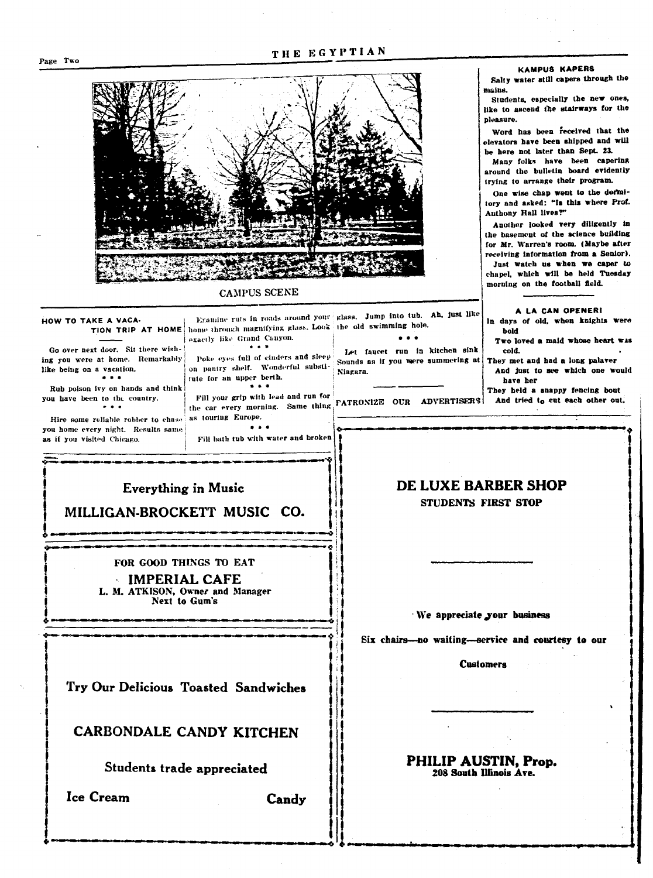CAMPUS SCENE

### KAMPUS KAPERS

Salty water still capers through the mains.

Students, especially the new ones, like to ascend the stairways for the pleasure.

Word has been received that the elevators have been shipped and will be here not later than Sept. 23.

Many folks have been capering around the bulletin board evidently trying to arrange their program.

One wise chap went to the dormitory and asked: "Is this where Prof. Anthony Hall lives?"

Another looked very diligently in the basement of the science building for Mr. Warren's room. (Maybe after receiving information from a Senior).

Just watch us when we caper to chapel, which will be held Tuesday morning on the football field.

### HOW TO TAKE A VACATION TRIP AT HOME

Go over next door. Sit there wishing you were at home. Remarkably like being on a vacation.

\* \* \*

Rub poison ivy on hands and think you have been to the country.

\* \* \*

Hire some reliable robber to chase you home every night. Results same as if you visited Chicago.

Examine ruts in roads around your home through magnifying glass. Look exactly like Grand Canyon.

\* \* \*

Poke eyes full of cinders and sleep on pantry shelf. Wonderful substitute for an upper berth.

\* \* \*

Fill your grip with lead and run for the car every morning. Same thing as touring Europe.

\* \* \*

Fill bath tub with water and broken glass. Jump into tub. Ah, just like the old swimming hole.

\* \* \*

Let faucet run in kitchen sink Sounds as if you were summering at Niagara.

---

PATRONIZE OUR ADVERTISERS

### A LA CAN OPENER!

In days of old, when knights were bold
Two loved a maid whose heart was cold.
They met and had a long palaver
And just to see which one would have her
They held a snappy fencing bout
And tried to cut each other out.

---

**Everything in Music**

**MILLIGAN-BROCKETT MUSIC CO.**

---

FOR GOOD THINGS TO EAT

**IMPERIAL CAFE**

L. M. ATKISON, Owner and Manager
Next to Gum's

---

**Try Our Delicious Toasted Sandwiches**

**CARBONDALE CANDY KITCHEN**

**Students trade appreciated**

**Ice Cream** **Candy**

---

**DE LUXE BARBER SHOP**

STUDENTS FIRST STOP

We appreciate your business

Six chairs—no waiting—service and courtesy to our Customers

**PHILIP AUSTIN, Prop.**
208 South Illinois Ave.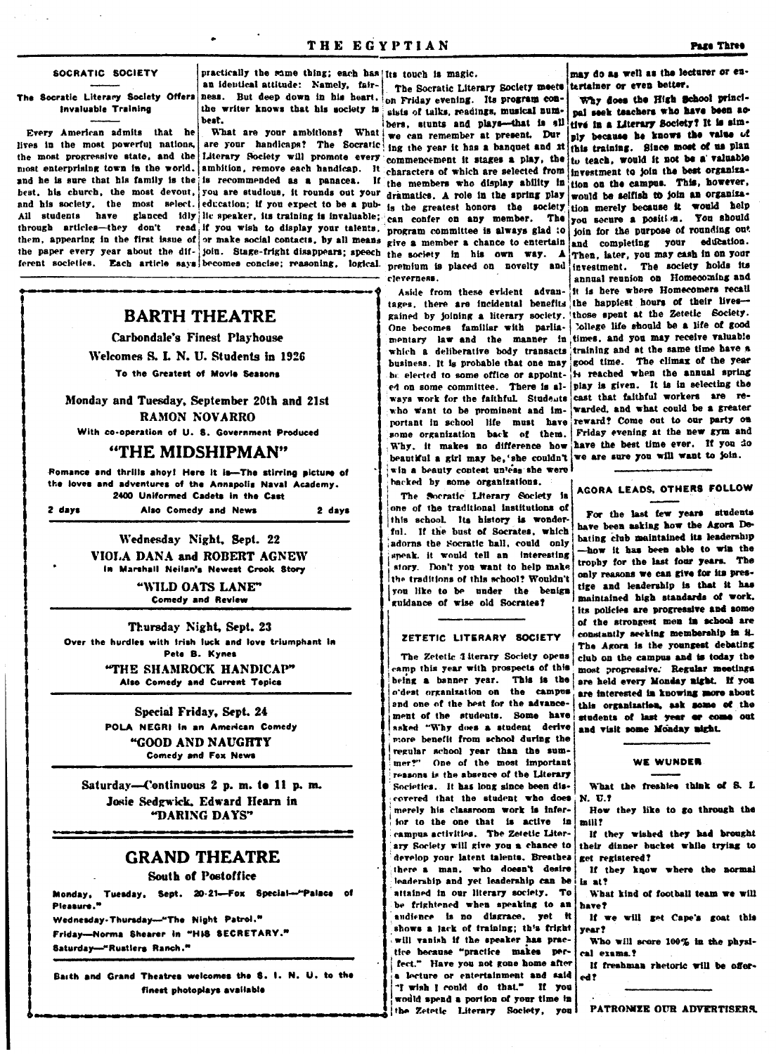## SOCRATIC SOCIETY

### The Socratic Literary Society Offers Invaluable Training

Every American admits that he lives in the most powerful nations, the most progressive state, and the most enterprising town in the world, and he is sure that his family is the best, his church, the most devout, and his society, the most select. All students have glanced idly through articles—they don't read them, appearing in the first issue of the paper every year about the different societies. Each article says practically the same thing; each has an identical attitude: Namely, fairness. But deep down in his heart, the writer knows that his society is best.

What are your ambitions? What are your handicaps? The Socratic Literary Society will promote every ambition, remove each handicap. It is recommended as a panacea. If you are studious, it rounds out your education; if you expect to be a public speaker, its training is invaluable; if you wish to display your talents, or make social contacts, by all means join. Stage-fright disappears; speech becomes concise; reasoning, logical. Its touch is magic.

The Socratic Literary Society meets on Friday evening. Its program consists of talks, readings, musical numbers, stunts and plays—that is all we can remember at present. During the year it has a banquet and at commencement it stages a play, the characters of which are selected from the members who display ability in dramatics. A role in the spring play is the greatest honors the society can confer on any member. The program committee is always glad to give a member a chance to entertain the society in his own way. A premium is placed on novelty and cleverness.

Aside from these evident advantages, there are incidental benefits gained by joining a literary society. One becomes familiar with parliamentary law and the manner in which a deliberative body transacts business. It is probable that one may be elected to some office or appointed on some committee. There is always work for the faithful. Students who want to be prominent and important in school life must have some organization back of them. Why, it makes no difference how beautiful a girl may be, she couldn't win a beauty contest unless she were backed by some organizations.

The Socratic Literary Society is one of the traditional institutions of this school. Its history is wonderful. If the bust of Socrates, which adorns the Socratic hall, could only speak, it would tell an interesting story. Don't you want to help make the traditions of this school? Wouldn't you like to be under the benign guidance of wise old Socrates?

---

## BARTH THEATRE

**Carbondale's Finest Playhouse**

**Welcomes S. I. N. U. Students in 1926**

**To the Greatest of Movie Seasons**

**Monday and Tuesday, September 20th and 21st**

**RAMON NOVARRO**

With co-operation of U. S. Government Produced

**"THE MIDSHIPMAN"**

Romance and thrills ahoy! Here it is—The stirring picture of the loves and adventures of the Annapolis Naval Academy. 2400 Uniformed Cadets in the Cast

2 days — Also Comedy and News — 2 days

**Wednesday Night, Sept. 22**

**VIOLA DANA and ROBERT AGNEW**

In Marshall Neilan's Newest Crook Story

**"WILD OATS LANE"**

Comedy and Review

**Thursday Night, Sept. 23**

Over the hurdles with Irish luck and love triumphant in Pete B. Kynes

**"THE SHAMROCK HANDICAP"**

Also Comedy and Current Topics

**Special Friday, Sept. 24**

POLA NEGRI in an American Comedy

**"GOOD AND NAUGHTY**

Comedy and Fox News

**Saturday—Continuous 2 p. m. to 11 p. m.**

**Josie Sedgwick, Edward Hearn in**

**"DARING DAYS"**

## GRAND THEATRE

**South of Postoffice**

Monday, Tuesday, Sept. 20-21—Fox Special—"Palace of Pleasure."

Wednesday-Thursday—"The Night Patrol."

Friday—Norma Shearer in "HIS SECRETARY."

Saturday—"Rustlers Ranch."

**Barth and Grand Theatres welcomes the S. I. N. U. to the finest photoplays available**

---

## ZETETIC LITERARY SOCIETY

The Zetetic Literary Society opens camp this year with prospects of this being a banner year. This is the oldest organization on the campus and one of the best for the advancement of the students. Some have asked "Why does a student derive more benefit from school during the regular school year than the summer?" One of the most important reasons is the absence of the Literary Societies. It has long since been discovered that the student who does merely his classroom work is inferior to the one that is active in campus activities. The Zetetic Literary Society will give you a chance to develop your latent talents. Breathes there a man, who doesn't desire leadership and yet leadership can be attained in our literary society. To be frightened when speaking to an audience is no disgrace, yet it shows a lack of training; this fright will vanish if the speaker has practice because "practice makes perfect." Have you not gone home after a lecture or entertainment and said "I wish I could do that." If you would spend a portion of your time in the Zetetic Literary Society, you may do as well as the lecturer or entertainer or even better.

Why does the High School principal seek teachers who have been active in a Literary Society? It is simply because he knows the value of this training. Since most of us plan to teach, would it not be a valuable investment to join the best organization on the campus. This, however, would be selfish to join an organization merely because it would help you secure a position. You should join for the purpose of rounding out and completing your education. Then, later, you may cash in on your investment. The society holds its annual reunion on Homecoming and it is here where Homecomers recall the happiest hours of their lives—those spent at the Zetetic Society. College life should be a life of good times, and you may receive valuable training and at the same time have a good time. The climax of the year is reached when the annual spring play is given. It is in selecting the cast that faithful workers are rewarded, and what could be a greater reward? Come out to our party on Friday evening at the new gym and have the best time ever. If you do we are sure you will want to join.

## AGORA LEADS, OTHERS FOLLOW

For the last few years students have been asking how the Agora Debating club maintained its leadership—how it has been able to win the trophy for the last four years. The only reasons we can give for its prestige and leadership is that it has maintained high standards of work, its policies are progressive and some of the strongest men in school are constantly seeking membership in it. The Agora is the youngest debating club on the campus and is today the most progressive. Regular meetings are held every Monday night. If you are interested in knowing more about this organization, ask some of the students of last year or come out and visit some Monday night.

## WE WUNDER

What the freshies think of S. I. N. U.?

How they like to go through the mill?

If they wished they had brought their dinner bucket while trying to get registered?

If they know where the normal is at?

What kind of football team we will have?

If we will get Cape's goat this year?

Who will score 100% in the physical exams.?

If freshman rhetoric will be offered?

**PATRONIZE OUR ADVERTISERS.**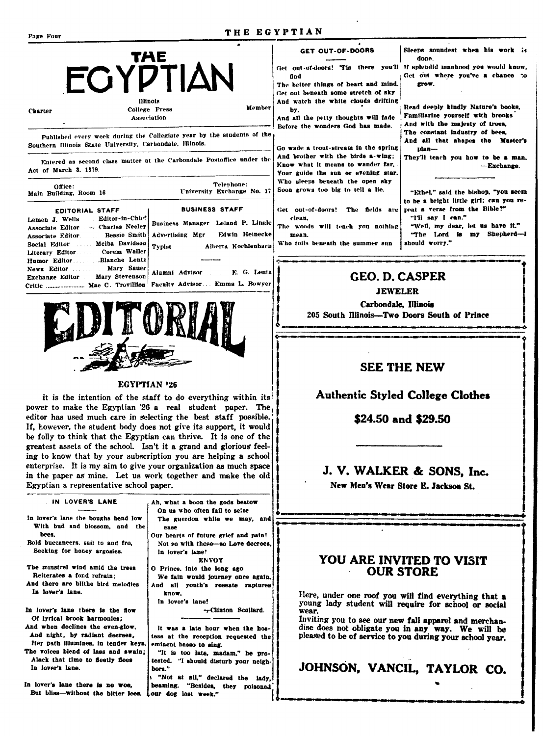# THE EGYPTIAN

Illinois College Press Association

Charter Member

Published every week during the Collegiate year by the students of the Southern Illinois State University, Carbondale, Illinois.

Entered as second class matter at the Carbondale Postoffice under the Act of March 3, 1879.

Office: Main Building, Room 16 — Telephone: University Exchange No. 17

| EDITORIAL STAFF | | BUSINESS STAFF | |
|---|---|---|---|
| Lemen J. Wells | Editor-in-Chief | Business Manager | Leland P. Lingle |
| Associate Editor | Charles Neeley | Advertising Mgr | Edwin Heinecke |
| Associate Editor | Bessie Smith | Typist | Alberta Kochlenbach |
| Social Editor | Melba Davidson | | |
| Literary Editor | Corem Waller | | |
| Humor Editor | Blanche Lentz | | |
| News Editor | Mary Sauer | Alumni Advisor | E. G. Lentz |
| Exchange Editor | Mary Stevenson | | |
| Critic | Mae C. Trovillion | Faculty Advisor | Emma L. Bowyer |

## EDITORIAL

### EGYPTIAN '26

it is the intention of the staff to do everything within its power to make the Egyptian '26 a real student paper. The editor has used much care in selecting the best staff possible. If, however, the student body does not give its support, it would be folly to think that the Egyptian can thrive. It is one of the greatest assets of the school. Isn't it a grand and glorious feeling to know that by your subscription you are helping a school enterprise. It is my aim to give your organization as much space in the paper as mine. Let us work together and make the old Egyptian a representative school paper.

### IN LOVER'S LANE

In lover's lane the boughs bend low
  With bud and blossom, and the bees,
Bold buccaneers, sail to and fro,
  Seeking for honey argosies.

The minstrel wind amid the trees
  Reiterates a fond refrain;
And there are blithe bird melodies
  In lover's lane.

In lover's lane there is the flow
  Of lyrical brook harmonies;
And when declines the even-glow,
  And night, by radiant decrees,
  Her path illumines, in tender keys,
The voices blend of lass and swain;
  Alack that time so fleetly flees
  In lover's lane.

In lover's lane there is no woe,
  But bliss—without the bitter lees.
Ah, what a boon the gods bestow
  On us who often fail to seize
  The guerdon while we may, and ease
Our hearts of future grief and pain!
  Not so with those—so Love decrees,
  In lover's lane!

ENVOY

O Prince, into the long ago
  We fain would journey once again,
And all youth's roseate raptures know,
  In lover's lane!

—Clinton Scollard.

---

It was a late hour when the hostess at the reception requested the eminent basso to sing.

"It is too late, madam," he protested. "I should disturb your neighbors."

"Not at all," declared the lady, beaming. "Besides, they poisoned our dog last week."

### GET OUT-OF-DOORS

Get out-of-doors! 'Tis there you'll find
The better things of heart and mind.
Get out beneath some stretch of sky
And watch the white clouds drifting by,
And all the petty thoughts will fade
Before the wonders God has made.

Go wade a trout-stream in the spring
And brother with the birds a-wing;
Know what it means to wander far,
Your guide the sun or evening star.
Who sleeps beneath the open sky
Soon grows too big to tell a lie.

Get out-of-doors! The fields are clean,
The woods will teach you nothing mean.
Who toils beneath the summer sun
Sleeps soundest when his work is done.
If splendid manhood you would know,
Get out where you've a chance to grow.

Read deeply kindly Nature's books,
Familiarize yourself with brooks
And with the majesty of trees,
The constant industry of bees,
And all that shapes the Master's plan—
They'll teach you how to be a man.

—Exchange.

---

"Ethel," said the bishop, "you seem to be a bright little girl; can you repeat a verse from the Bible?"

"I'll say I can."

"Well, my dear, let us have it."

"The Lord is my Shepherd—I should worry."

---

**GEO. D. CASPER**

**JEWELER**

**Carbondale, Illinois**

**205 South Illinois—Two Doors South of Prince**

---

**SEE THE NEW**

**Authentic Styled College Clothes**

**$24.50 and $29.50**

**J. V. WALKER & SONS, Inc.**

**New Men's Wear Store E. Jackson St.**

---

**YOU ARE INVITED TO VISIT OUR STORE**

Here, under one roof you will find everything that a young lady student will require for school or social wear.

Inviting you to see our new fall apparel and merchandise does not obligate you in any way. We will be pleased to be of service to you during your school year.

**JOHNSON, VANCIL, TAYLOR CO.**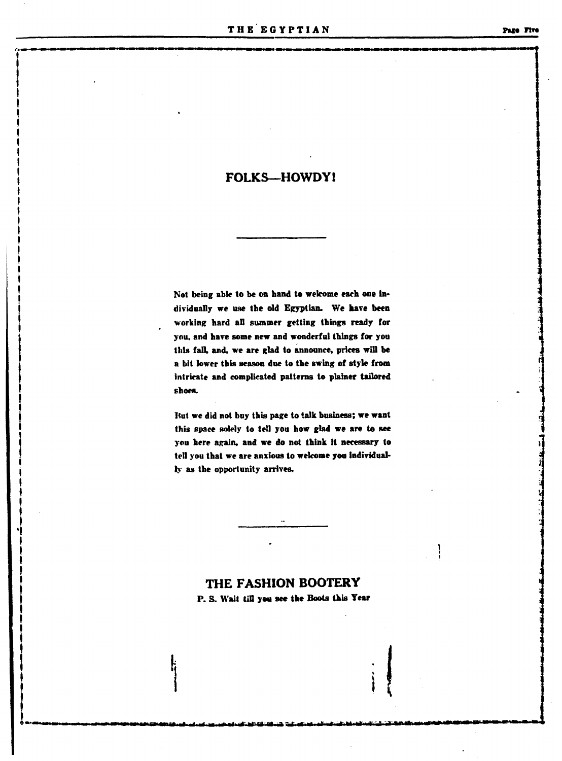# FOLKS—HOWDY!

---

Not being able to be on hand to welcome each one individually we use the old Egyptian. We have been working hard all summer getting things ready for you, and have some new and wonderful things for you this fall, and, we are glad to announce, prices will be a bit lower this season due to the swing of style from intricate and complicated patterns to plainer tailored shoes.

But we did not buy this page to talk business; we want this space solely to tell you how glad we are to see you here again, and we do not think it necessary to tell you that we are anxious to welcome you individually as the opportunity arrives.

---

## THE FASHION BOOTERY

**P. S. Wait till you see the Boots this Year**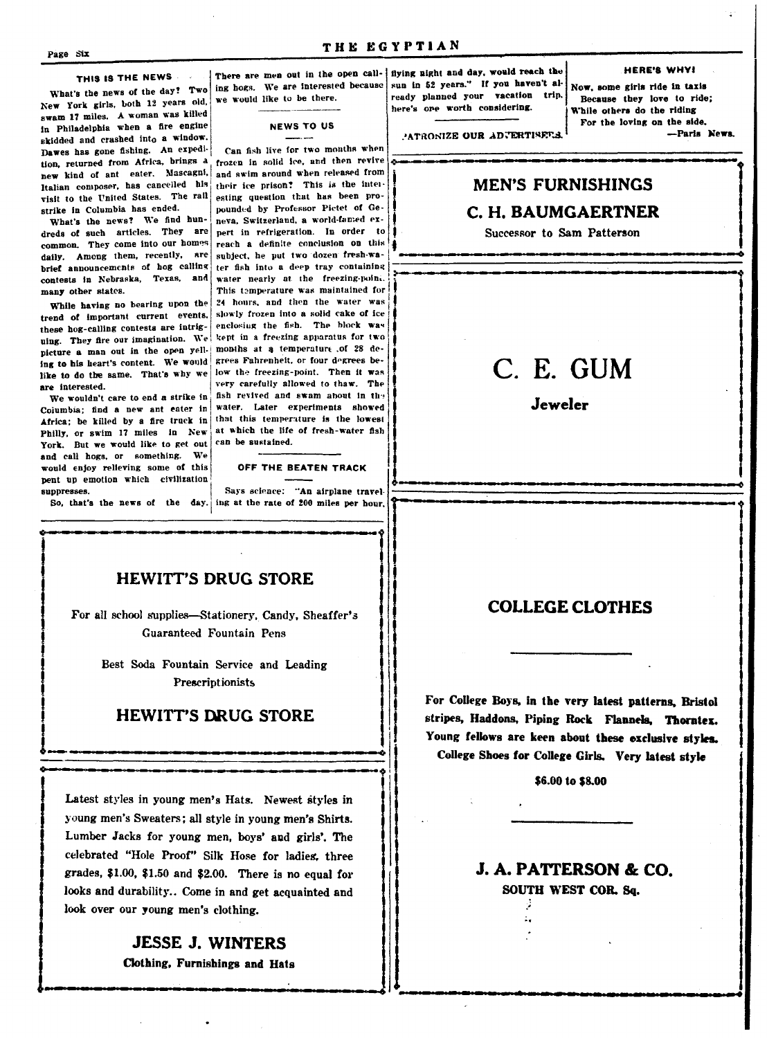### THIS IS THE NEWS

What's the news of the day? Two New York girls, both 12 years old, swam 17 miles. A woman was killed in Philadelphia when a fire engine skidded and crashed into a window. Dawes has gone fishing. An expedition, returned from Africa, brings a new kind of ant eater. Mascagni, Italian composer, has cancelled his visit to the United States. The rail strike in Columbia has ended.

What's the news? We find hundreds of such articles. They are common. They come into our homes daily. Among them, recently, are brief announcements of hog calling contests in Nebraska, Texas, and many other states.

While having no bearing upon the trend of important current events, these hog-calling contests are intriguing. They fire our imagination. We picture a man out in the open yelling to his heart's content. We would like to do the same. That's why we are interested.

We wouldn't care to end a strike in Columbia; find a new ant eater in Africa; be killed by a fire truck in Philly, or swim 17 miles in New York. But we would like to get out and call hogs, or something. We would enjoy relieving some of this pent up emotion which civilization suppresses.

So, that's the news of the day. There are men out in the open calling hogs. We are interested because we would like to be there.

### NEWS TO US

Can fish live for two months when frozen in solid ice, and then revive and swim around when released from their ice prison? This is the interesting question that has been propounded by Professor Pictet of Geneva, Switzerland, a world-famed expert in refrigeration. In order to reach a definite conclusion on this subject, he put two dozen fresh-water fish into a deep tray containing water nearly at the freezing-point. This temperature was maintained for 24 hours, and then the water was slowly frozen into a solid cake of ice enclosing the fish. The block was kept in a freezing apparatus for two months at a temperature of 28 degrees Fahrenheit, or four degrees below the freezing-point. Then it was very carefully allowed to thaw. The fish revived and swam about in the water. Later experiments showed that this temperature is the lowest at which the life of fresh-water fish can be sustained.

### OFF THE BEATEN TRACK

Says science: "An airplane traveling at the rate of 200 miles per hour, flying night and day, would reach the sun in 52 years." If you haven't already planned your vacation trip, here's one worth considering.

PATRONIZE OUR ADVERTISERS.

### HERE'S WHY!

Now, some girls ride in taxis
Because they love to ride;
While others do the riding
For the loving on the side.
—Paris News.

---

## MEN'S FURNISHINGS

## C. H. BAUMGAERTNER

Successor to Sam Patterson

---

# C. E. GUM

**Jeweler**

---

## HEWITT'S DRUG STORE

For all school supplies—Stationery, Candy, Sheaffer's Guaranteed Fountain Pens

Best Soda Fountain Service and Leading Prescriptionists

## HEWITT'S DRUG STORE

---

Latest styles in young men's Hats. Newest styles in young men's Sweaters; all style in young men's Shirts. Lumber Jacks for young men, boys' and girls'. The celebrated "Hole Proof" Silk Hose for ladies, three grades, $1.00, $1.50 and $2.00. There is no equal for looks and durability.. Come in and get acquainted and look over our young men's clothing.

## JESSE J. WINTERS

**Clothing, Furnishings and Hats**

---

## COLLEGE CLOTHES

**For College Boys, in the very latest patterns, Bristol stripes, Haddons, Piping Rock Flannels, Thorntex. Young fellows are keen about these exclusive styles. College Shoes for College Girls. Very latest style**

**$6.00 to $8.00**

## J. A. PATTERSON & CO.

**SOUTH WEST COR. Sq.**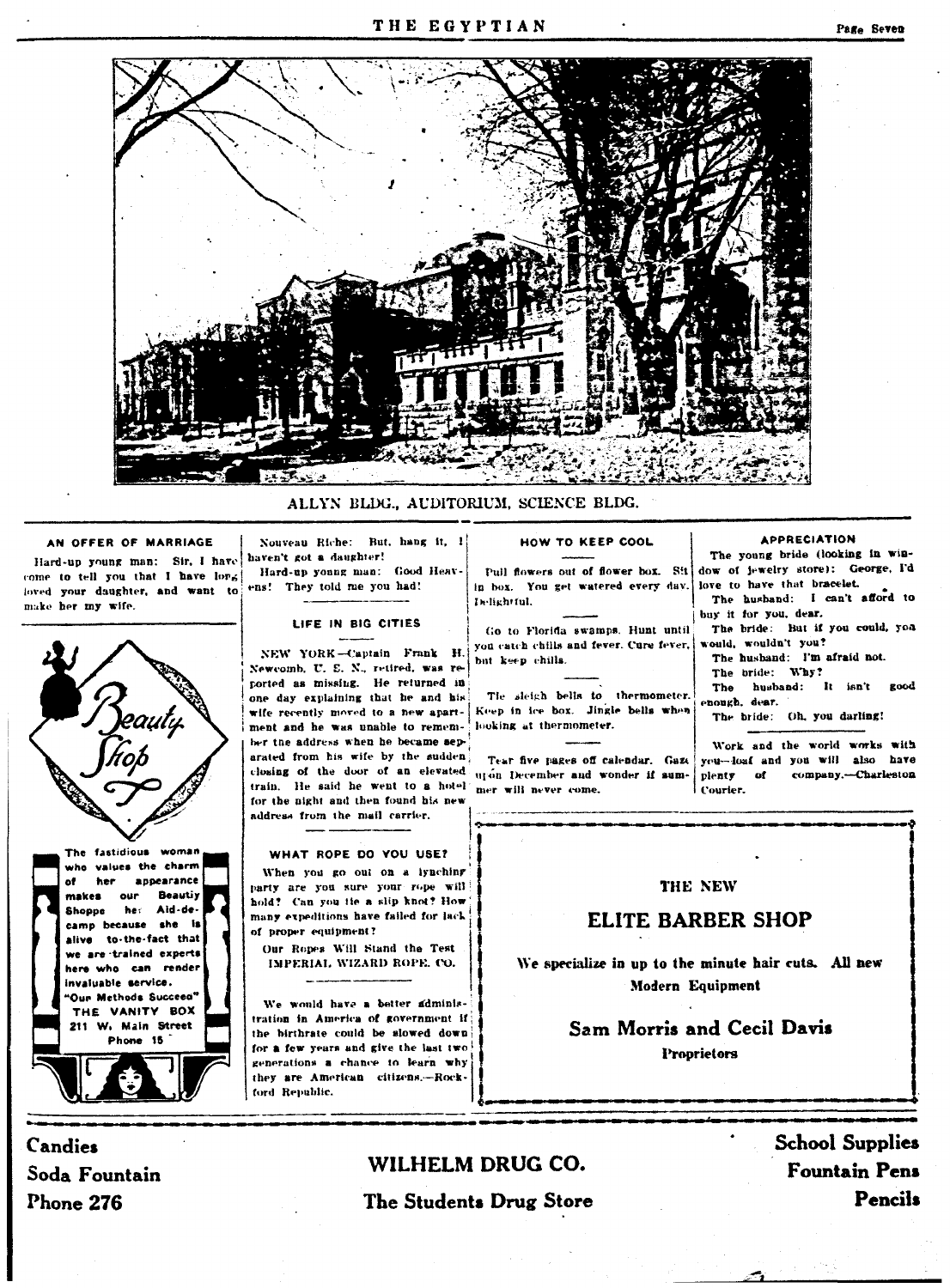ALLYN BLDG., AUDITORIUM, SCIENCE BLDG.

### AN OFFER OF MARRIAGE

Hard-up young man: Sir, I have come to tell you that I have long loved your daughter, and want to make her my wife.

Nouveau Riche: But, hang it, I haven't got a daughter!

Hard-up young man: Good Heavens! They told me you had!

### Beauty Shop

The fastidious woman who values the charm of her appearance makes our Beautiy Shoppe her Aid-de-camp because she is alive to the fact that we are trained experts here who can render invaluable service.

"Our Methods Succeed"

THE VANITY BOX
211 W. Main Street
Phone 15

### LIFE IN BIG CITIES

NEW YORK—Captain Frank H. Newcomb, U. S. N., retired, was reported as missing. He returned in one day explaining that he and his wife recently moved to a new apartment and he was unable to remember the address when he became separated from his wife by the sudden closing of the door of an elevated train. He said he went to a hotel for the night and then found his new address from the mail carrier.

### WHAT ROPE DO YOU USE?

When you go out on a lynching party are you sure your rope will hold? Can you tie a slip knot? How many expeditions have failed for lack of proper equipment?

Our Ropes Will Stand the Test
IMPERIAL WIZARD ROPE. CO.

We would have a better administration in America of government if the birthrate could be slowed down for a few years and give the last two generations a chance to learn why they are American citizens.—Rockford Republic.

### HOW TO KEEP COOL

Pull flowers out of flower box. Sit in box. You get watered every day. Delightful.

Go to Florida swamps. Hunt until you catch chills and fever. Cure fever, but keep chills.

Tie sleigh bells to thermometer. Keep in ice box. Jingle bells when looking at thermometer.

Tear five pages off calendar. Gaze upon December and wonder if summer will never come.

### APPRECIATION

The young bride (looking in window of jewelry store): George, I'd love to have that bracelet.

The husband: I can't afford to buy it for you, dear.

The bride: But if you could, you would, wouldn't you?

The husband: I'm afraid not.

The bride: Why?

The husband: It isn't good enough, dear.

The bride: Oh, you darling!

Work and the world works with you—loaf and you will also have plenty of company.—Charleston Courier.

THE NEW

## ELITE BARBER SHOP

We specialize in up to the minute hair cuts. All new Modern Equipment

**Sam Morris and Cecil Davis**
Proprietors

**Candies**
**Soda Fountain**
**Phone 276**

## WILHELM DRUG CO.
**The Students Drug Store**

**School Supplies**
**Fountain Pens**
**Pencils**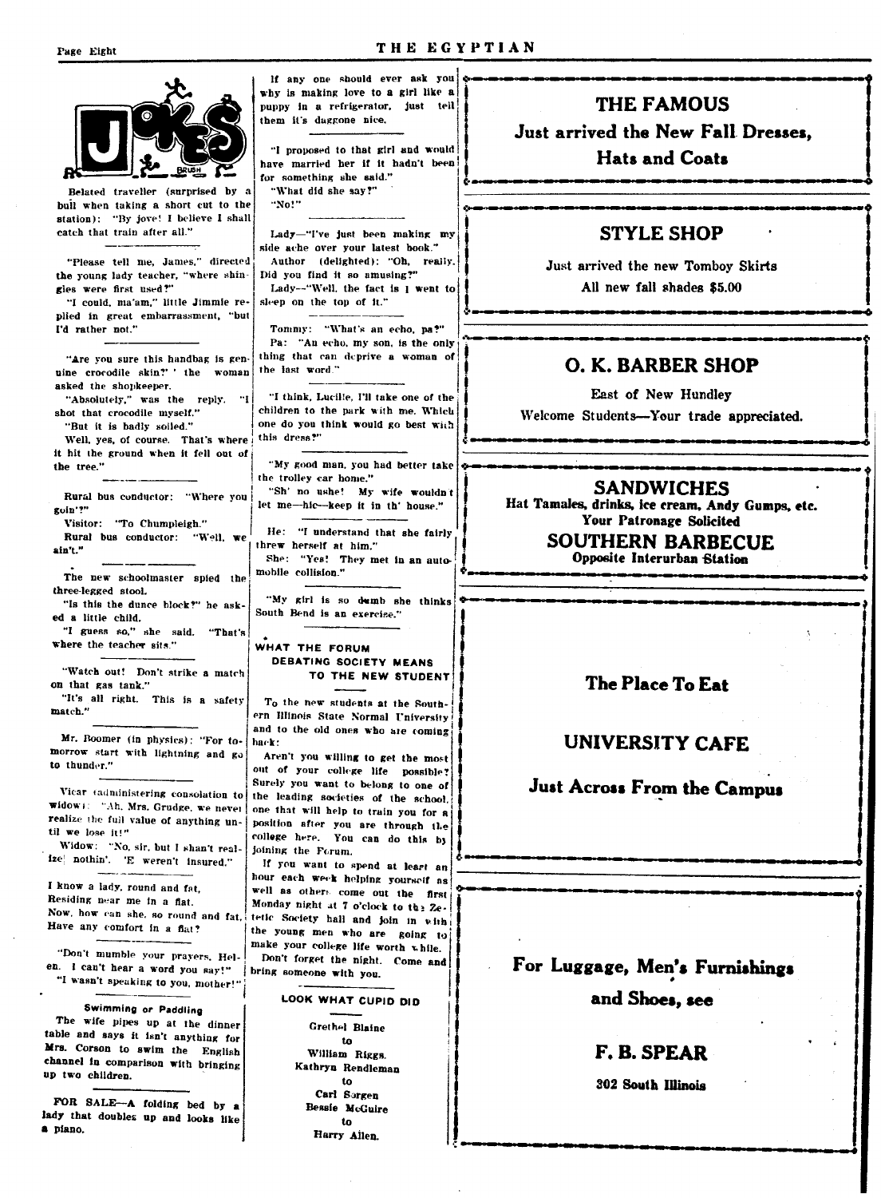## JOKES

Belated traveller (surprised by a bull when taking a short cut to the station): "By jove! I believe I shall catch that train after all."

"Please tell me, James," directed the young lady teacher, "where shingles were first used?"

"I could, ma'am," little Jimmie replied in great embarrassment, "but I'd rather not."

"Are you sure this handbag is genuine crocodile skin?" the woman asked the shopkeeper.

"Absolutely," was the reply. "I shot that crocodile myself."

"But it is badly soiled."

Well, yes, of course. That's where it hit the ground when it fell out of the tree."

Rural bus conductor: "Where you goin'?"

Visitor: "To Chumpleigh."

Rural bus conductor: "Well, we ain't."

The new schoolmaster spied the three-legged stool.

"Is this the dunce block?" he asked a little child.

"I guess so," she said. "That's where the teacher sits."

"Watch out! Don't strike a match on that gas tank."

"It's all right. This is a safety match."

Mr. Boomer (in physics): "For tomorrow start with lightning and go to thunder."

Vicar (administering consolation to widow): "Ah, Mrs. Grudge, we never realize the full value of anything until we lose it!"

Widow: "No, sir, but I shan't realize nothin'. 'E weren't insured."

I know a lady, round and fat,
Residing near me in a flat.
Now, how can she, so round and fat,
Have any comfort in a flat?

"Don't mumble your prayers, Helen. I can't hear a word you say!"

"I wasn't speaking to you, mother!"

### Swimming or Paddling

The wife pipes up at the dinner table and says it isn't anything for Mrs. Corson to swim the English channel in comparison with bringing up two children.

FOR SALE—A folding bed by a lady that doubles up and looks like a piano.

If any one should ever ask you why is making love to a girl like a puppy in a refrigerator, just tell them it's doggone nice.

"I proposed to that girl and would have married her if it hadn't been for something she said."

"What did she say?"

"No!"

Lady—"I've just been making my side ache over your latest book."

Author (delighted): "Oh, really. Did you find it so amusing?"

Lady—"Well, the fact is I went to sleep on the top of it."

Tommy: "What's an echo, pa?"

Pa: "An echo, my son, is the only thing that can deprive a woman of the last word."

"I think, Lucille, I'll take one of the children to the park with me. Which one do you think would go best with this dress?"

"My good man, you had better take the trolley car home."

"Sh' no ushe! My wife wouldn't let me—hic—keep it in th' house."

He: "I understand that she fairly threw herself at him."

She: "Yes! They met in an automobile collision."

"My girl is so dumb she thinks South Bend is an exercise."

### WHAT THE FORUM DEBATING SOCIETY MEANS TO THE NEW STUDENT

To the new students at the Southern Illinois State Normal University and to the old ones who are coming back:

Aren't you willing to get the most out of your college life possible? Surely you want to belong to one of the leading societies of the school, one that will help to train you for a position after you are through the college here. You can do this by joining the Forum.

If you want to spend at least an hour each week helping yourself as well as others come out the first Monday night at 7 o'clock to the Zetetic Society hall and join in with the young men who are going to make your college life worth while.

Don't forget the night. Come and bring someone with you.

### LOOK WHAT CUPID DID

Grethel Blaine
to
William Riggs.
Kathryn Rendleman
to
Carl Sorgen
Bessie McGuire
to
Harry Allen.

---

**THE FAMOUS**

**Just arrived the New Fall Dresses, Hats and Coats**

---

**STYLE SHOP**

Just arrived the new Tomboy Skirts

All new fall shades $5.00

---

**O. K. BARBER SHOP**

East of New Hundley

Welcome Students—Your trade appreciated.

---

**SANDWICHES**

**Hat Tamales, drinks, ice cream, Andy Gumps, etc.**

**Your Patronage Solicited**

**SOUTHERN BARBECUE**

**Opposite Interurban Station**

---

**The Place To Eat**

**UNIVERSITY CAFE**

**Just Across From the Campus**

---

**For Luggage, Men's Furnishings and Shoes, see**

**F. B. SPEAR**

**302 South Illinois**